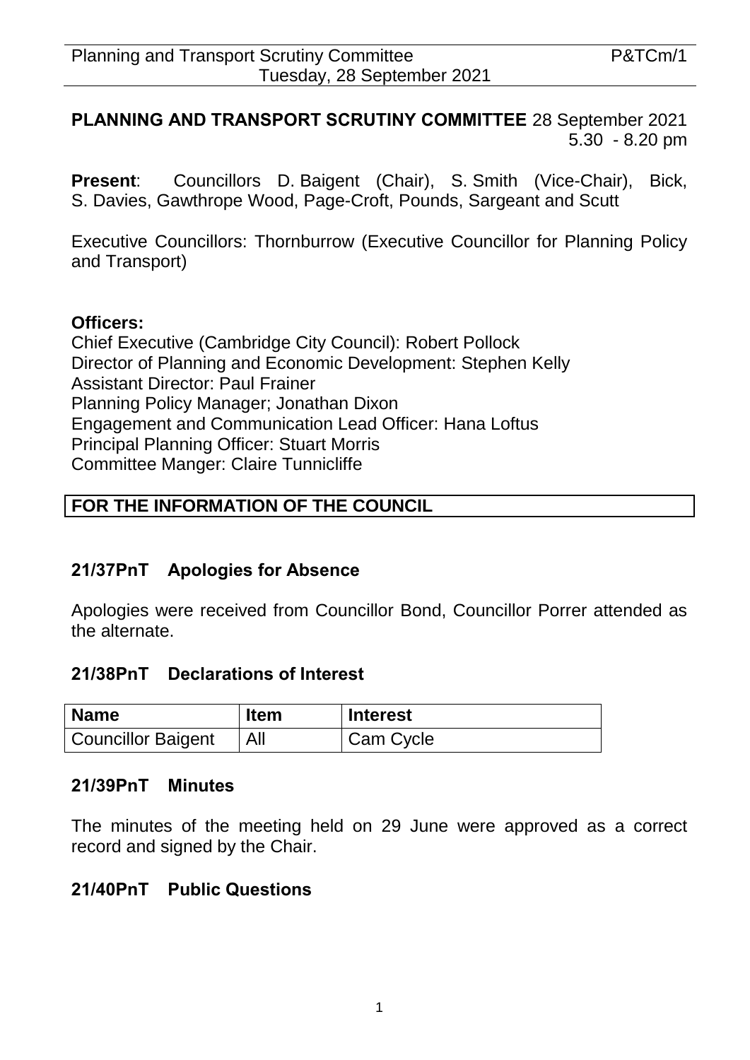**PLANNING AND TRANSPORT SCRUTINY COMMITTEE** 28 September 2021
5.30 - 8.20 pm

**Present**: Councillors D. Baigent (Chair), S. Smith (Vice-Chair), Bick, S. Davies, Gawthrope Wood, Page-Croft, Pounds, Sargeant and Scutt

Executive Councillors: Thornburrow (Executive Councillor for Planning Policy and Transport)

**Officers:**
Chief Executive (Cambridge City Council): Robert Pollock
Director of Planning and Economic Development: Stephen Kelly
Assistant Director: Paul Frainer
Planning Policy Manager; Jonathan Dixon
Engagement and Communication Lead Officer: Hana Loftus
Principal Planning Officer: Stuart Morris
Committee Manger: Claire Tunnicliffe

**FOR THE INFORMATION OF THE COUNCIL**

## 21/37PnT Apologies for Absence

Apologies were received from Councillor Bond, Councillor Porrer attended as the alternate.

## 21/38PnT Declarations of Interest

| Name | Item | Interest |
|---|---|---|
| Councillor Baigent | All | Cam Cycle |

## 21/39PnT Minutes

The minutes of the meeting held on 29 June were approved as a correct record and signed by the Chair.

## 21/40PnT Public Questions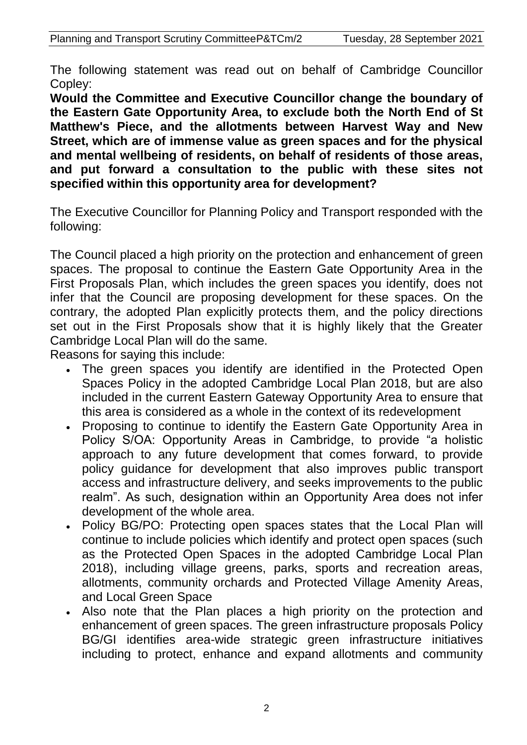The following statement was read out on behalf of Cambridge Councillor Copley:

**Would the Committee and Executive Councillor change the boundary of the Eastern Gate Opportunity Area, to exclude both the North End of St Matthew's Piece, and the allotments between Harvest Way and New Street, which are of immense value as green spaces and for the physical and mental wellbeing of residents, on behalf of residents of those areas, and put forward a consultation to the public with these sites not specified within this opportunity area for development?**

The Executive Councillor for Planning Policy and Transport responded with the following:

The Council placed a high priority on the protection and enhancement of green spaces. The proposal to continue the Eastern Gate Opportunity Area in the First Proposals Plan, which includes the green spaces you identify, does not infer that the Council are proposing development for these spaces. On the contrary, the adopted Plan explicitly protects them, and the policy directions set out in the First Proposals show that it is highly likely that the Greater Cambridge Local Plan will do the same.

Reasons for saying this include:

- The green spaces you identify are identified in the Protected Open Spaces Policy in the adopted Cambridge Local Plan 2018, but are also included in the current Eastern Gateway Opportunity Area to ensure that this area is considered as a whole in the context of its redevelopment
- Proposing to continue to identify the Eastern Gate Opportunity Area in Policy S/OA: Opportunity Areas in Cambridge, to provide "a holistic approach to any future development that comes forward, to provide policy guidance for development that also improves public transport access and infrastructure delivery, and seeks improvements to the public realm". As such, designation within an Opportunity Area does not infer development of the whole area.
- Policy BG/PO: Protecting open spaces states that the Local Plan will continue to include policies which identify and protect open spaces (such as the Protected Open Spaces in the adopted Cambridge Local Plan 2018), including village greens, parks, sports and recreation areas, allotments, community orchards and Protected Village Amenity Areas, and Local Green Space
- Also note that the Plan places a high priority on the protection and enhancement of green spaces. The green infrastructure proposals Policy BG/GI identifies area-wide strategic green infrastructure initiatives including to protect, enhance and expand allotments and community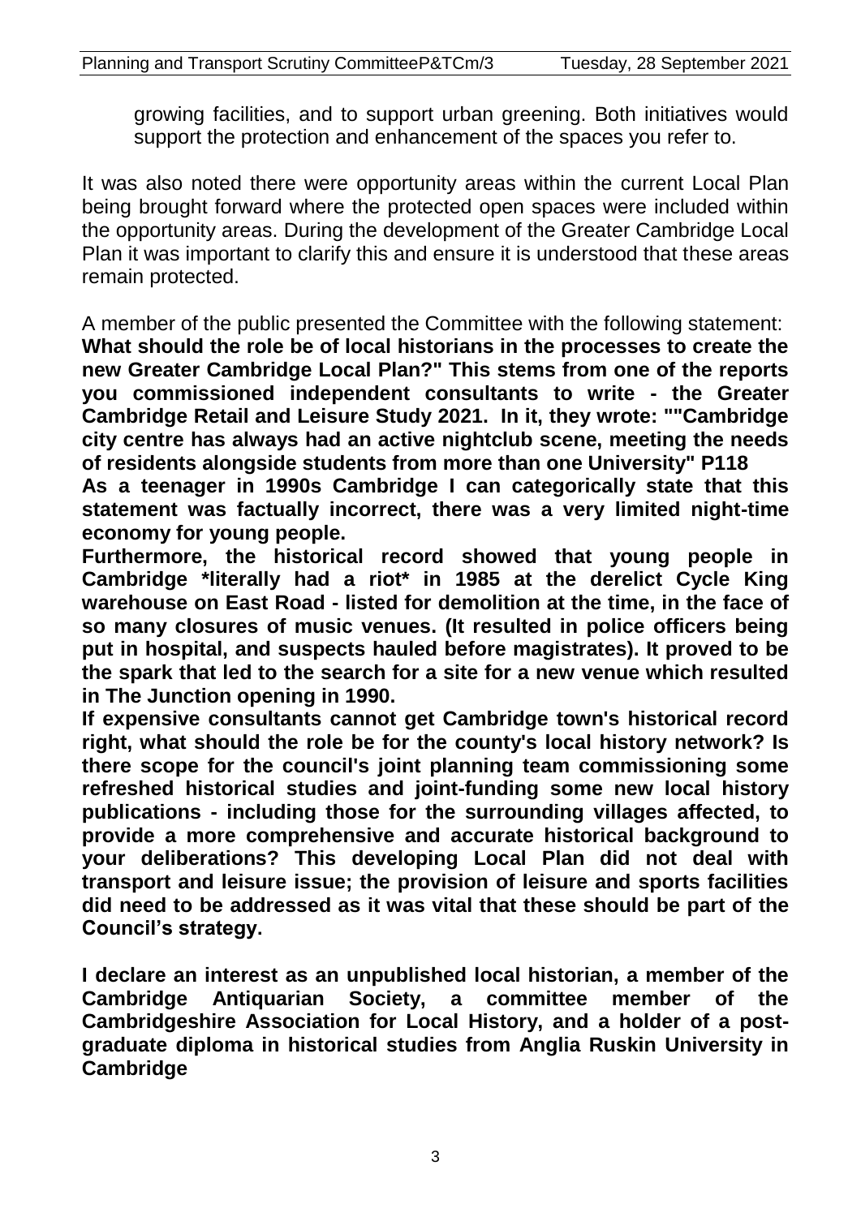growing facilities, and to support urban greening. Both initiatives would support the protection and enhancement of the spaces you refer to.

It was also noted there were opportunity areas within the current Local Plan being brought forward where the protected open spaces were included within the opportunity areas. During the development of the Greater Cambridge Local Plan it was important to clarify this and ensure it is understood that these areas remain protected.

A member of the public presented the Committee with the following statement:
**What should the role be of local historians in the processes to create the new Greater Cambridge Local Plan?" This stems from one of the reports you commissioned independent consultants to write - the Greater Cambridge Retail and Leisure Study 2021. In it, they wrote: ""Cambridge city centre has always had an active nightclub scene, meeting the needs of residents alongside students from more than one University" P118**
**As a teenager in 1990s Cambridge I can categorically state that this statement was factually incorrect, there was a very limited night-time economy for young people.**
**Furthermore, the historical record showed that young people in Cambridge *literally had a riot* in 1985 at the derelict Cycle King warehouse on East Road - listed for demolition at the time, in the face of so many closures of music venues. (It resulted in police officers being put in hospital, and suspects hauled before magistrates). It proved to be the spark that led to the search for a site for a new venue which resulted in The Junction opening in 1990.**
**If expensive consultants cannot get Cambridge town's historical record right, what should the role be for the county's local history network? Is there scope for the council's joint planning team commissioning some refreshed historical studies and joint-funding some new local history publications - including those for the surrounding villages affected, to provide a more comprehensive and accurate historical background to your deliberations? This developing Local Plan did not deal with transport and leisure issue; the provision of leisure and sports facilities did need to be addressed as it was vital that these should be part of the Council's strategy.**

**I declare an interest as an unpublished local historian, a member of the Cambridge Antiquarian Society, a committee member of the Cambridgeshire Association for Local History, and a holder of a post-graduate diploma in historical studies from Anglia Ruskin University in Cambridge**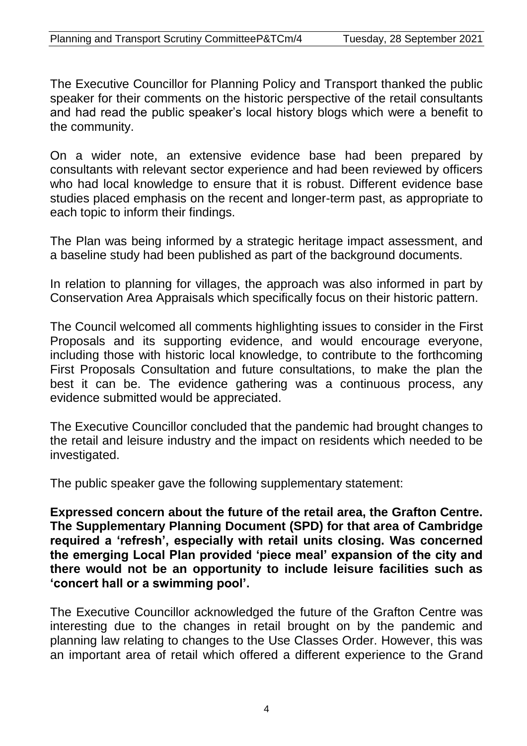The Executive Councillor for Planning Policy and Transport thanked the public speaker for their comments on the historic perspective of the retail consultants and had read the public speaker's local history blogs which were a benefit to the community.

On a wider note, an extensive evidence base had been prepared by consultants with relevant sector experience and had been reviewed by officers who had local knowledge to ensure that it is robust. Different evidence base studies placed emphasis on the recent and longer-term past, as appropriate to each topic to inform their findings.

The Plan was being informed by a strategic heritage impact assessment, and a baseline study had been published as part of the background documents.

In relation to planning for villages, the approach was also informed in part by Conservation Area Appraisals which specifically focus on their historic pattern.

The Council welcomed all comments highlighting issues to consider in the First Proposals and its supporting evidence, and would encourage everyone, including those with historic local knowledge, to contribute to the forthcoming First Proposals Consultation and future consultations, to make the plan the best it can be. The evidence gathering was a continuous process, any evidence submitted would be appreciated.

The Executive Councillor concluded that the pandemic had brought changes to the retail and leisure industry and the impact on residents which needed to be investigated.

The public speaker gave the following supplementary statement:

**Expressed concern about the future of the retail area, the Grafton Centre. The Supplementary Planning Document (SPD) for that area of Cambridge required a 'refresh', especially with retail units closing. Was concerned the emerging Local Plan provided 'piece meal' expansion of the city and there would not be an opportunity to include leisure facilities such as 'concert hall or a swimming pool'.**

The Executive Councillor acknowledged the future of the Grafton Centre was interesting due to the changes in retail brought on by the pandemic and planning law relating to changes to the Use Classes Order. However, this was an important area of retail which offered a different experience to the Grand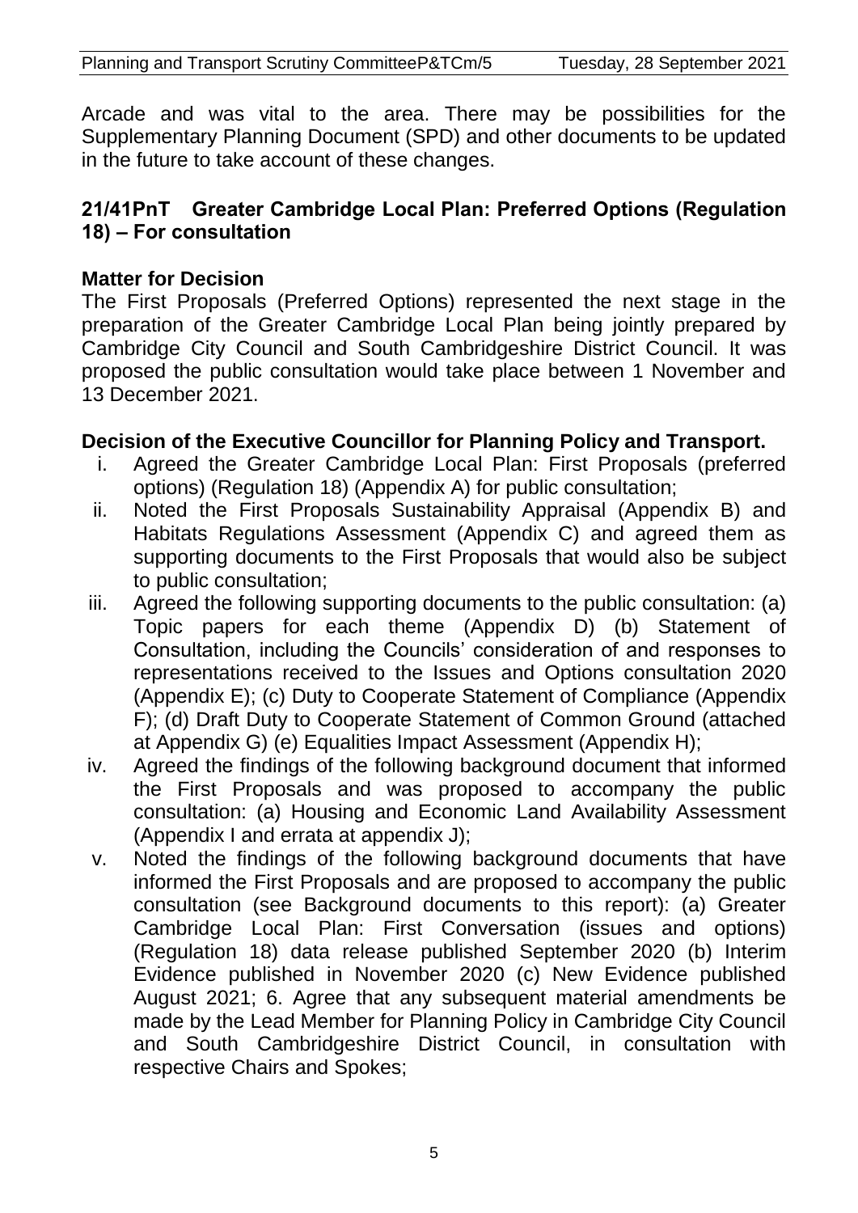Arcade and was vital to the area. There may be possibilities for the Supplementary Planning Document (SPD) and other documents to be updated in the future to take account of these changes.

## 21/41PnT Greater Cambridge Local Plan: Preferred Options (Regulation 18) – For consultation

### Matter for Decision

The First Proposals (Preferred Options) represented the next stage in the preparation of the Greater Cambridge Local Plan being jointly prepared by Cambridge City Council and South Cambridgeshire District Council. It was proposed the public consultation would take place between 1 November and 13 December 2021.

### Decision of the Executive Councillor for Planning Policy and Transport.

i. Agreed the Greater Cambridge Local Plan: First Proposals (preferred options) (Regulation 18) (Appendix A) for public consultation;

ii. Noted the First Proposals Sustainability Appraisal (Appendix B) and Habitats Regulations Assessment (Appendix C) and agreed them as supporting documents to the First Proposals that would also be subject to public consultation;

iii. Agreed the following supporting documents to the public consultation: (a) Topic papers for each theme (Appendix D) (b) Statement of Consultation, including the Councils' consideration of and responses to representations received to the Issues and Options consultation 2020 (Appendix E); (c) Duty to Cooperate Statement of Compliance (Appendix F); (d) Draft Duty to Cooperate Statement of Common Ground (attached at Appendix G) (e) Equalities Impact Assessment (Appendix H);

iv. Agreed the findings of the following background document that informed the First Proposals and was proposed to accompany the public consultation: (a) Housing and Economic Land Availability Assessment (Appendix I and errata at appendix J);

v. Noted the findings of the following background documents that have informed the First Proposals and are proposed to accompany the public consultation (see Background documents to this report): (a) Greater Cambridge Local Plan: First Conversation (issues and options) (Regulation 18) data release published September 2020 (b) Interim Evidence published in November 2020 (c) New Evidence published August 2021; 6. Agree that any subsequent material amendments be made by the Lead Member for Planning Policy in Cambridge City Council and South Cambridgeshire District Council, in consultation with respective Chairs and Spokes;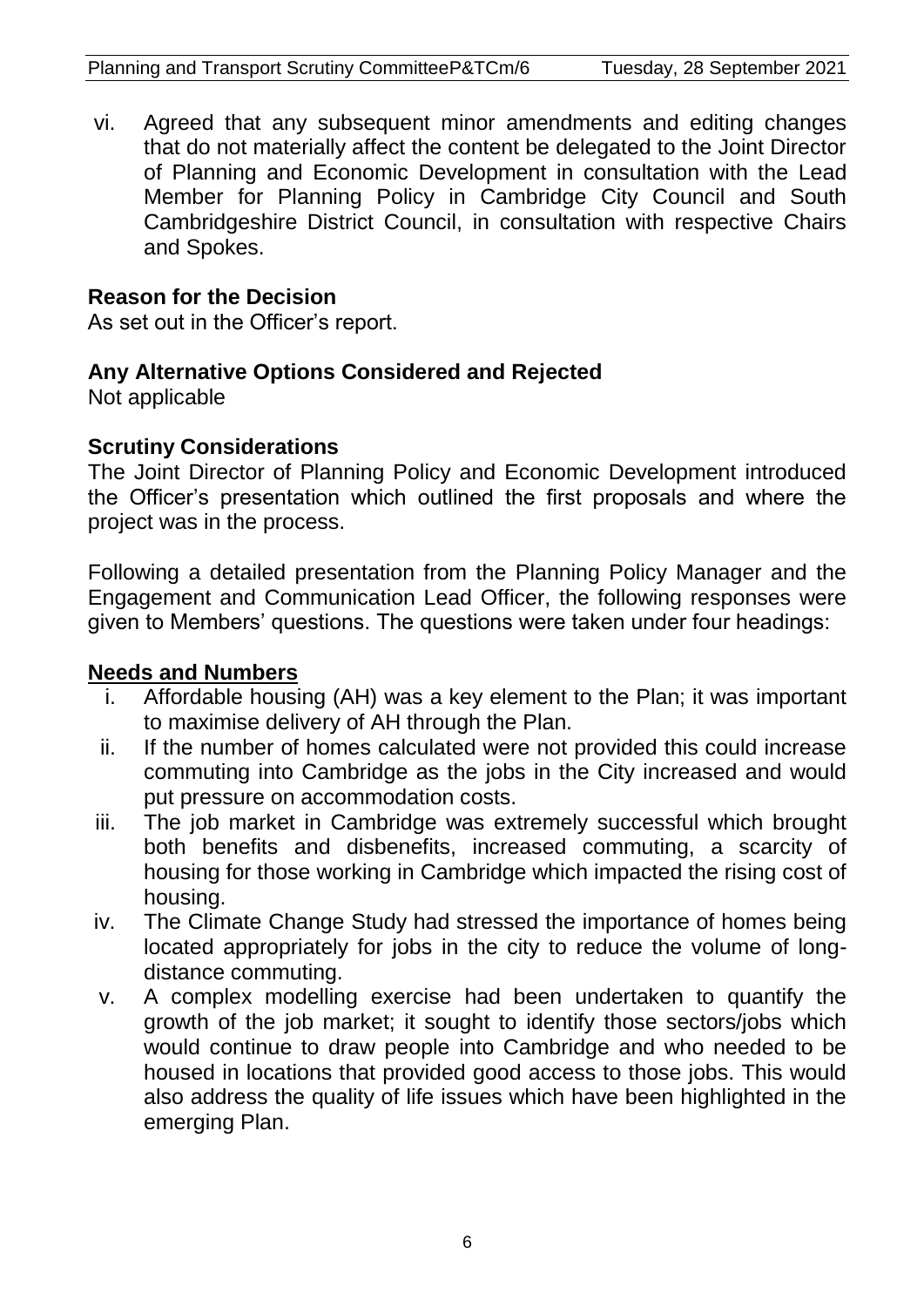vi. Agreed that any subsequent minor amendments and editing changes that do not materially affect the content be delegated to the Joint Director of Planning and Economic Development in consultation with the Lead Member for Planning Policy in Cambridge City Council and South Cambridgeshire District Council, in consultation with respective Chairs and Spokes.

**Reason for the Decision**

As set out in the Officer's report.

**Any Alternative Options Considered and Rejected**

Not applicable

**Scrutiny Considerations**

The Joint Director of Planning Policy and Economic Development introduced the Officer's presentation which outlined the first proposals and where the project was in the process.

Following a detailed presentation from the Planning Policy Manager and the Engagement and Communication Lead Officer, the following responses were given to Members' questions. The questions were taken under four headings:

**<u>Needs and Numbers</u>**

i. Affordable housing (AH) was a key element to the Plan; it was important to maximise delivery of AH through the Plan.
ii. If the number of homes calculated were not provided this could increase commuting into Cambridge as the jobs in the City increased and would put pressure on accommodation costs.
iii. The job market in Cambridge was extremely successful which brought both benefits and disbenefits, increased commuting, a scarcity of housing for those working in Cambridge which impacted the rising cost of housing.
iv. The Climate Change Study had stressed the importance of homes being located appropriately for jobs in the city to reduce the volume of long-distance commuting.
v. A complex modelling exercise had been undertaken to quantify the growth of the job market; it sought to identify those sectors/jobs which would continue to draw people into Cambridge and who needed to be housed in locations that provided good access to those jobs. This would also address the quality of life issues which have been highlighted in the emerging Plan.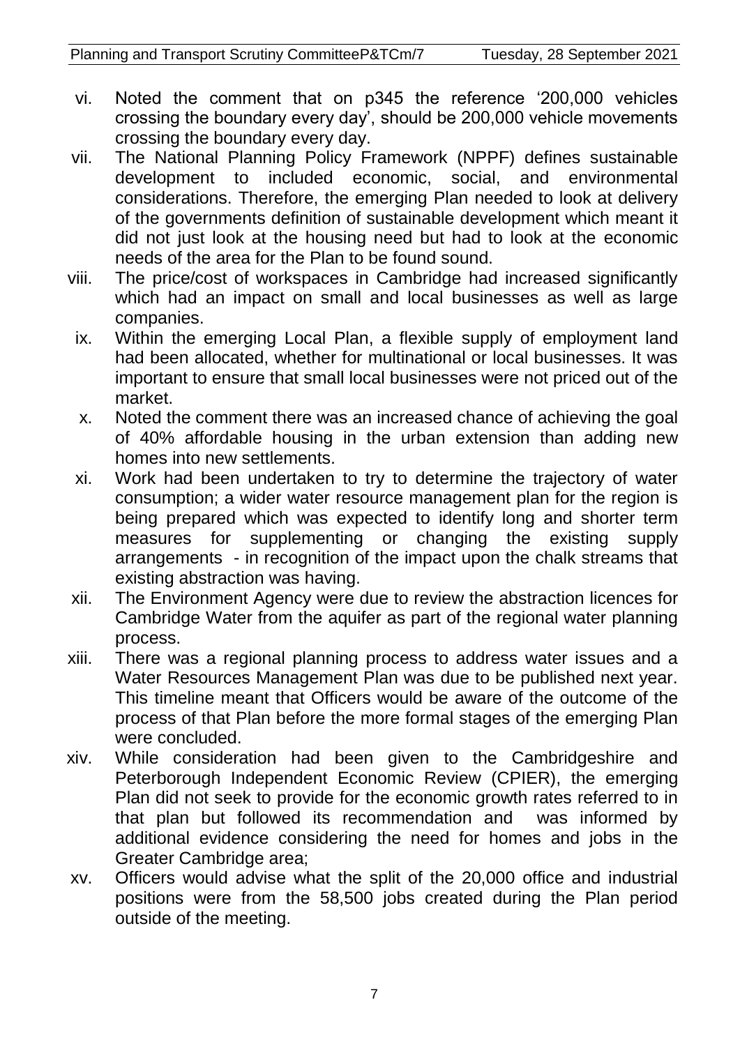vi. Noted the comment that on p345 the reference '200,000 vehicles crossing the boundary every day', should be 200,000 vehicle movements crossing the boundary every day.

vii. The National Planning Policy Framework (NPPF) defines sustainable development to included economic, social, and environmental considerations. Therefore, the emerging Plan needed to look at delivery of the governments definition of sustainable development which meant it did not just look at the housing need but had to look at the economic needs of the area for the Plan to be found sound.

viii. The price/cost of workspaces in Cambridge had increased significantly which had an impact on small and local businesses as well as large companies.

ix. Within the emerging Local Plan, a flexible supply of employment land had been allocated, whether for multinational or local businesses. It was important to ensure that small local businesses were not priced out of the market.

x. Noted the comment there was an increased chance of achieving the goal of 40% affordable housing in the urban extension than adding new homes into new settlements.

xi. Work had been undertaken to try to determine the trajectory of water consumption; a wider water resource management plan for the region is being prepared which was expected to identify long and shorter term measures for supplementing or changing the existing supply arrangements - in recognition of the impact upon the chalk streams that existing abstraction was having.

xii. The Environment Agency were due to review the abstraction licences for Cambridge Water from the aquifer as part of the regional water planning process.

xiii. There was a regional planning process to address water issues and a Water Resources Management Plan was due to be published next year. This timeline meant that Officers would be aware of the outcome of the process of that Plan before the more formal stages of the emerging Plan were concluded.

xiv. While consideration had been given to the Cambridgeshire and Peterborough Independent Economic Review (CPIER), the emerging Plan did not seek to provide for the economic growth rates referred to in that plan but followed its recommendation and was informed by additional evidence considering the need for homes and jobs in the Greater Cambridge area;

xv. Officers would advise what the split of the 20,000 office and industrial positions were from the 58,500 jobs created during the Plan period outside of the meeting.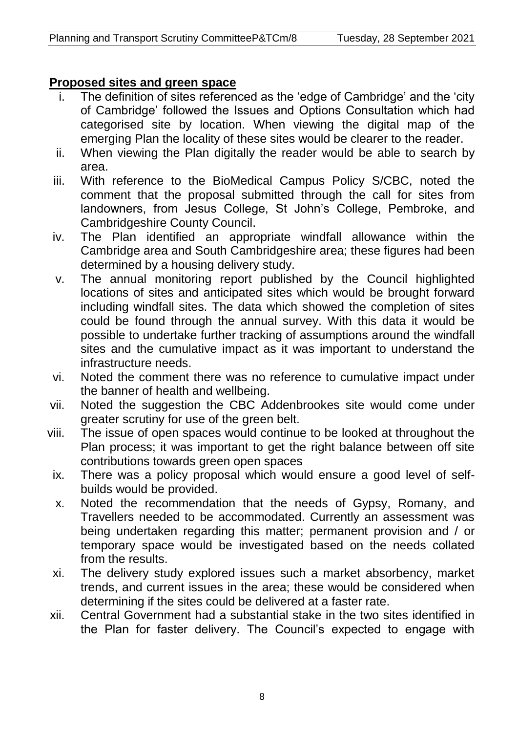**Proposed sites and green space**

i. The definition of sites referenced as the 'edge of Cambridge' and the 'city of Cambridge' followed the Issues and Options Consultation which had categorised site by location. When viewing the digital map of the emerging Plan the locality of these sites would be clearer to the reader.

ii. When viewing the Plan digitally the reader would be able to search by area.

iii. With reference to the BioMedical Campus Policy S/CBC, noted the comment that the proposal submitted through the call for sites from landowners, from Jesus College, St John's College, Pembroke, and Cambridgeshire County Council.

iv. The Plan identified an appropriate windfall allowance within the Cambridge area and South Cambridgeshire area; these figures had been determined by a housing delivery study.

v. The annual monitoring report published by the Council highlighted locations of sites and anticipated sites which would be brought forward including windfall sites. The data which showed the completion of sites could be found through the annual survey. With this data it would be possible to undertake further tracking of assumptions around the windfall sites and the cumulative impact as it was important to understand the infrastructure needs.

vi. Noted the comment there was no reference to cumulative impact under the banner of health and wellbeing.

vii. Noted the suggestion the CBC Addenbrookes site would come under greater scrutiny for use of the green belt.

viii. The issue of open spaces would continue to be looked at throughout the Plan process; it was important to get the right balance between off site contributions towards green open spaces

ix. There was a policy proposal which would ensure a good level of self-builds would be provided.

x. Noted the recommendation that the needs of Gypsy, Romany, and Travellers needed to be accommodated. Currently an assessment was being undertaken regarding this matter; permanent provision and / or temporary space would be investigated based on the needs collated from the results.

xi. The delivery study explored issues such a market absorbency, market trends, and current issues in the area; these would be considered when determining if the sites could be delivered at a faster rate.

xii. Central Government had a substantial stake in the two sites identified in the Plan for faster delivery. The Council's expected to engage with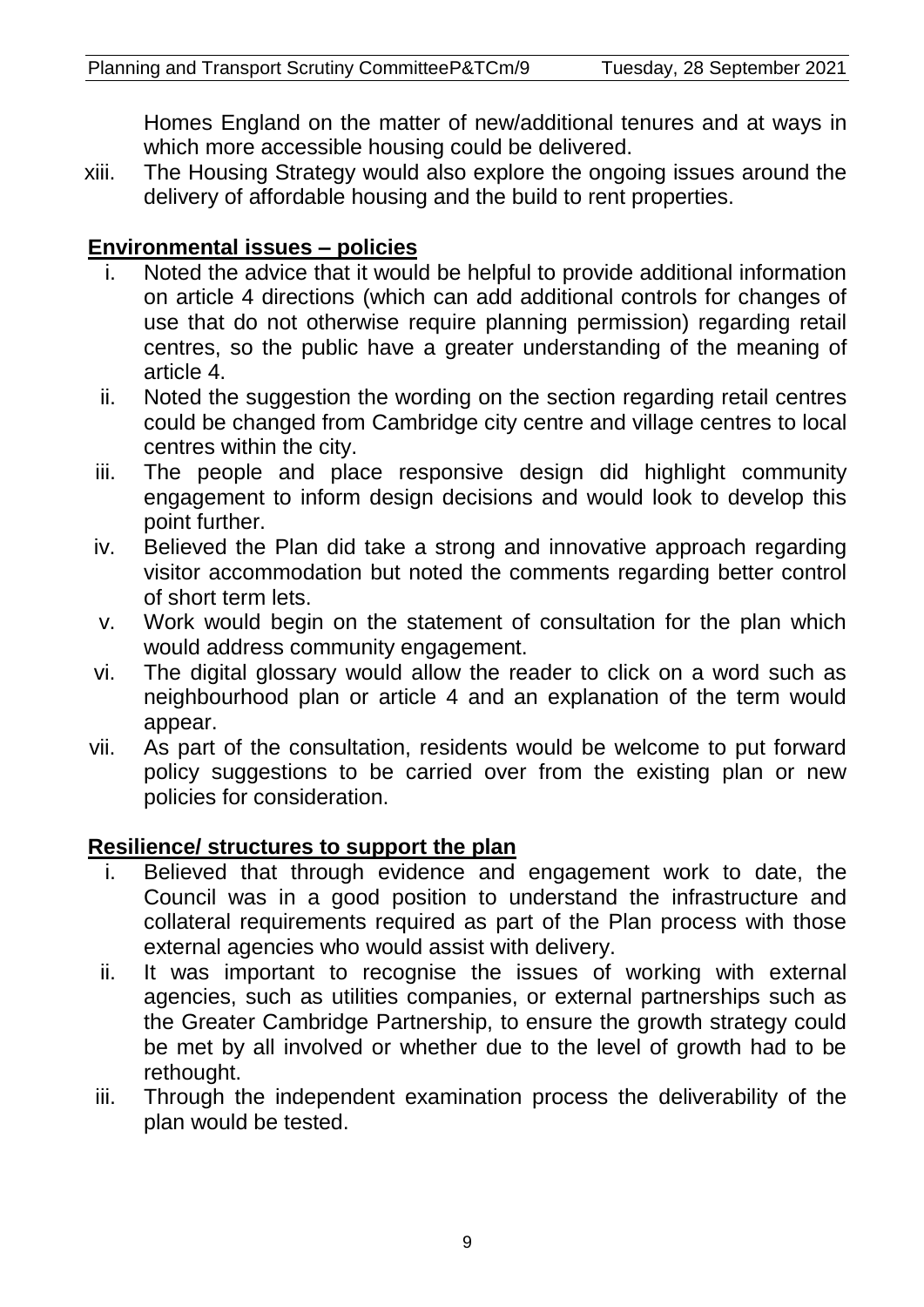Homes England on the matter of new/additional tenures and at ways in which more accessible housing could be delivered.

xiii. The Housing Strategy would also explore the ongoing issues around the delivery of affordable housing and the build to rent properties.

**Environmental issues – policies**

i. Noted the advice that it would be helpful to provide additional information on article 4 directions (which can add additional controls for changes of use that do not otherwise require planning permission) regarding retail centres, so the public have a greater understanding of the meaning of article 4.

ii. Noted the suggestion the wording on the section regarding retail centres could be changed from Cambridge city centre and village centres to local centres within the city.

iii. The people and place responsive design did highlight community engagement to inform design decisions and would look to develop this point further.

iv. Believed the Plan did take a strong and innovative approach regarding visitor accommodation but noted the comments regarding better control of short term lets.

v. Work would begin on the statement of consultation for the plan which would address community engagement.

vi. The digital glossary would allow the reader to click on a word such as neighbourhood plan or article 4 and an explanation of the term would appear.

vii. As part of the consultation, residents would be welcome to put forward policy suggestions to be carried over from the existing plan or new policies for consideration.

**Resilience/ structures to support the plan**

i. Believed that through evidence and engagement work to date, the Council was in a good position to understand the infrastructure and collateral requirements required as part of the Plan process with those external agencies who would assist with delivery.

ii. It was important to recognise the issues of working with external agencies, such as utilities companies, or external partnerships such as the Greater Cambridge Partnership, to ensure the growth strategy could be met by all involved or whether due to the level of growth had to be rethought.

iii. Through the independent examination process the deliverability of the plan would be tested.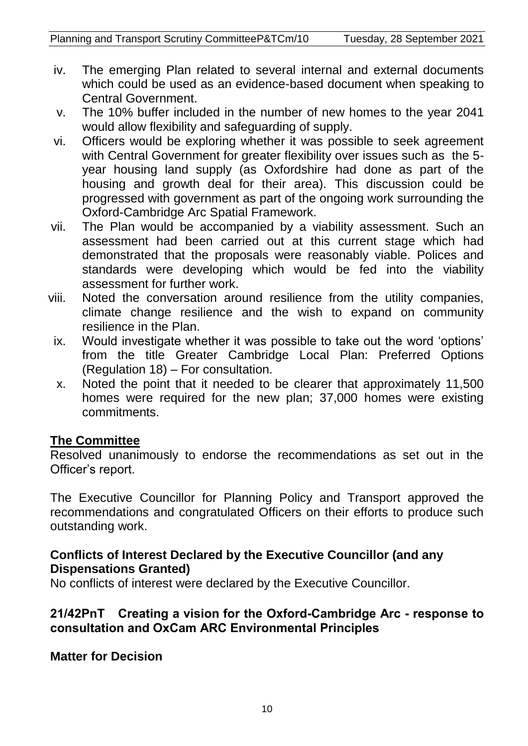iv. The emerging Plan related to several internal and external documents which could be used as an evidence-based document when speaking to Central Government.
v. The 10% buffer included in the number of new homes to the year 2041 would allow flexibility and safeguarding of supply.
vi. Officers would be exploring whether it was possible to seek agreement with Central Government for greater flexibility over issues such as the 5-year housing land supply (as Oxfordshire had done as part of the housing and growth deal for their area). This discussion could be progressed with government as part of the ongoing work surrounding the Oxford-Cambridge Arc Spatial Framework.
vii. The Plan would be accompanied by a viability assessment. Such an assessment had been carried out at this current stage which had demonstrated that the proposals were reasonably viable. Polices and standards were developing which would be fed into the viability assessment for further work.
viii. Noted the conversation around resilience from the utility companies, climate change resilience and the wish to expand on community resilience in the Plan.
ix. Would investigate whether it was possible to take out the word 'options' from the title Greater Cambridge Local Plan: Preferred Options (Regulation 18) – For consultation.
x. Noted the point that it needed to be clearer that approximately 11,500 homes were required for the new plan; 37,000 homes were existing commitments.

**The Committee**

Resolved unanimously to endorse the recommendations as set out in the Officer's report.

The Executive Councillor for Planning Policy and Transport approved the recommendations and congratulated Officers on their efforts to produce such outstanding work.

**Conflicts of Interest Declared by the Executive Councillor (and any Dispensations Granted)**

No conflicts of interest were declared by the Executive Councillor.

## 21/42PnT Creating a vision for the Oxford-Cambridge Arc - response to consultation and OxCam ARC Environmental Principles

**Matter for Decision**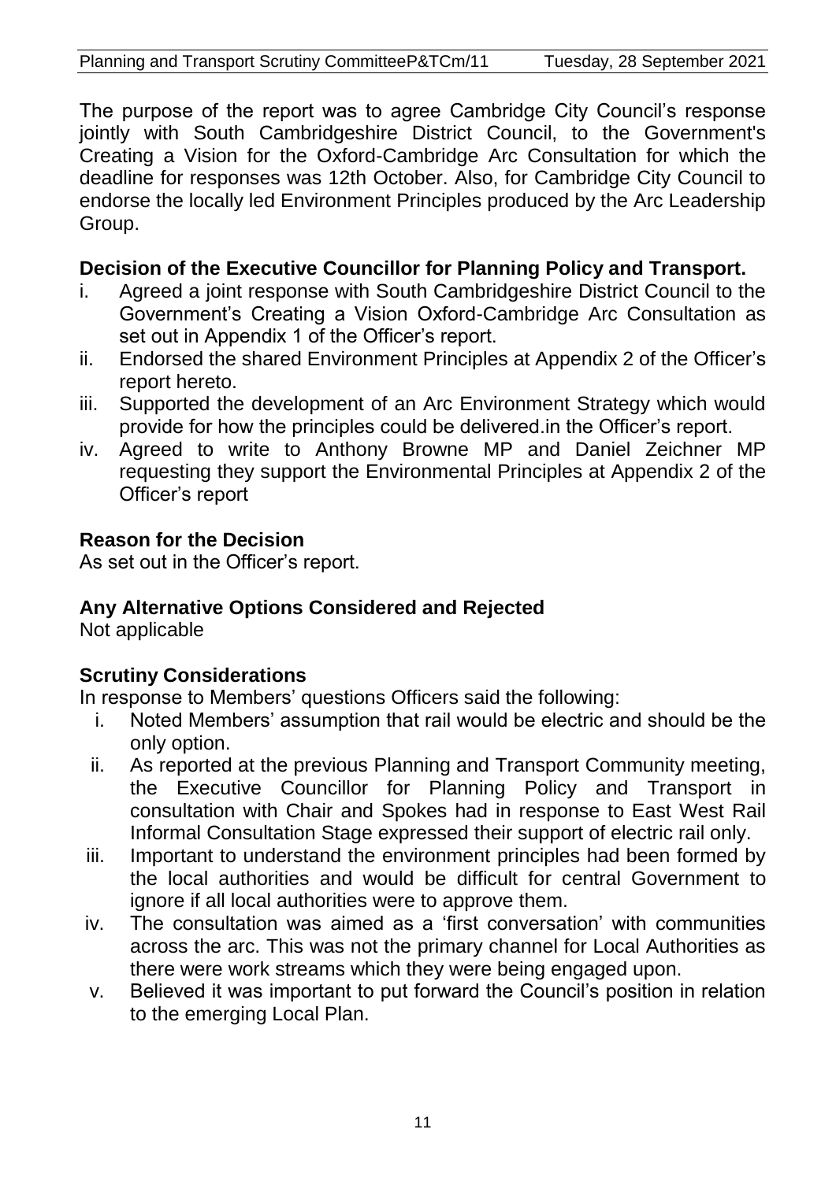The purpose of the report was to agree Cambridge City Council's response jointly with South Cambridgeshire District Council, to the Government's Creating a Vision for the Oxford-Cambridge Arc Consultation for which the deadline for responses was 12th October. Also, for Cambridge City Council to endorse the locally led Environment Principles produced by the Arc Leadership Group.

**Decision of the Executive Councillor for Planning Policy and Transport.**

i. Agreed a joint response with South Cambridgeshire District Council to the Government's Creating a Vision Oxford-Cambridge Arc Consultation as set out in Appendix 1 of the Officer's report.
ii. Endorsed the shared Environment Principles at Appendix 2 of the Officer's report hereto.
iii. Supported the development of an Arc Environment Strategy which would provide for how the principles could be delivered.in the Officer's report.
iv. Agreed to write to Anthony Browne MP and Daniel Zeichner MP requesting they support the Environmental Principles at Appendix 2 of the Officer's report

**Reason for the Decision**

As set out in the Officer's report.

**Any Alternative Options Considered and Rejected**

Not applicable

**Scrutiny Considerations**

In response to Members' questions Officers said the following:

i. Noted Members' assumption that rail would be electric and should be the only option.
ii. As reported at the previous Planning and Transport Community meeting, the Executive Councillor for Planning Policy and Transport in consultation with Chair and Spokes had in response to East West Rail Informal Consultation Stage expressed their support of electric rail only.
iii. Important to understand the environment principles had been formed by the local authorities and would be difficult for central Government to ignore if all local authorities were to approve them.
iv. The consultation was aimed as a 'first conversation' with communities across the arc. This was not the primary channel for Local Authorities as there were work streams which they were being engaged upon.
v. Believed it was important to put forward the Council's position in relation to the emerging Local Plan.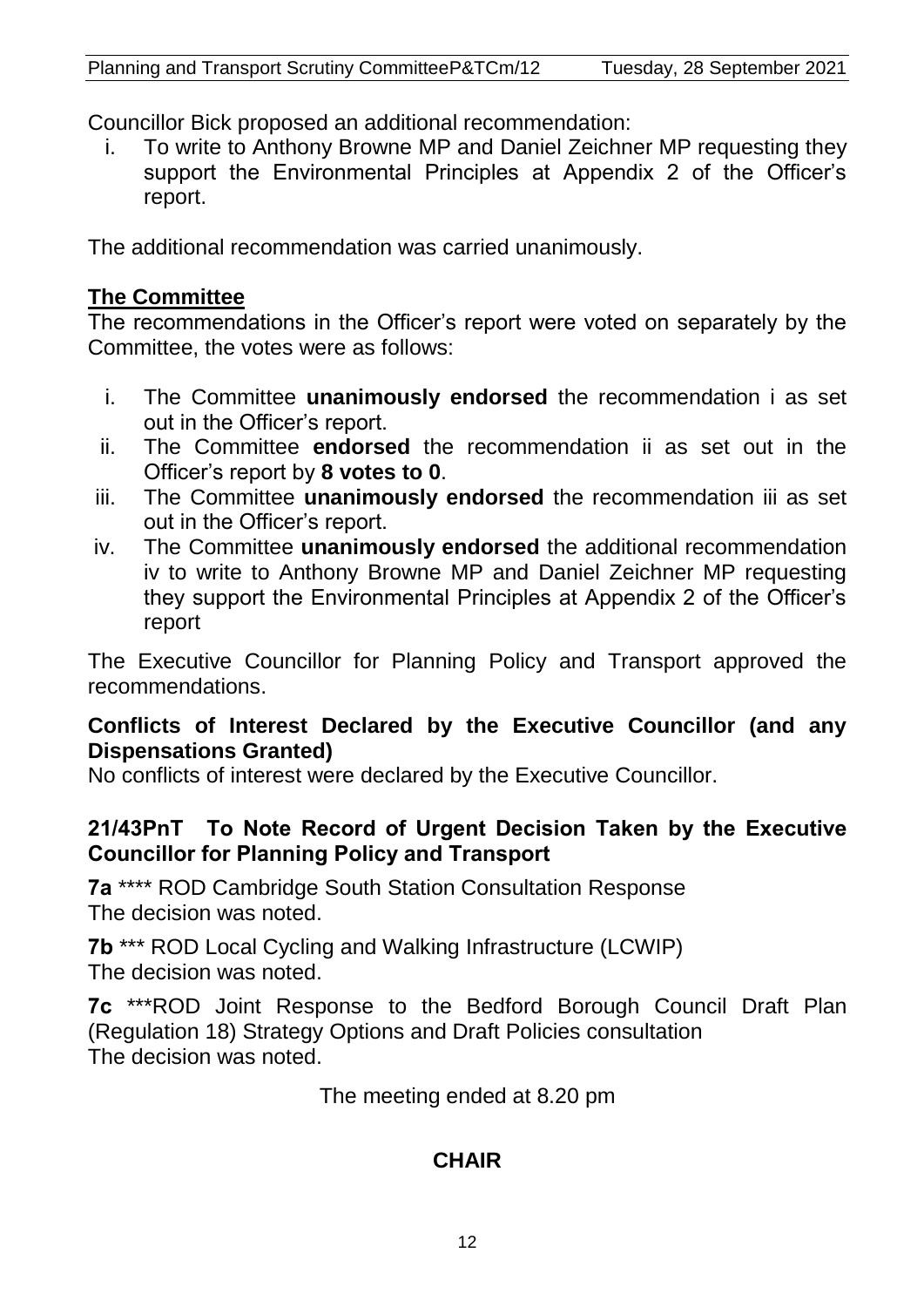Councillor Bick proposed an additional recommendation:

i. To write to Anthony Browne MP and Daniel Zeichner MP requesting they support the Environmental Principles at Appendix 2 of the Officer's report.

The additional recommendation was carried unanimously.

**The Committee**

The recommendations in the Officer's report were voted on separately by the Committee, the votes were as follows:

i. The Committee **unanimously endorsed** the recommendation i as set out in the Officer's report.
ii. The Committee **endorsed** the recommendation ii as set out in the Officer's report by **8 votes to 0**.
iii. The Committee **unanimously endorsed** the recommendation iii as set out in the Officer's report.
iv. The Committee **unanimously endorsed** the additional recommendation iv to write to Anthony Browne MP and Daniel Zeichner MP requesting they support the Environmental Principles at Appendix 2 of the Officer's report

The Executive Councillor for Planning Policy and Transport approved the recommendations.

**Conflicts of Interest Declared by the Executive Councillor (and any Dispensations Granted)**

No conflicts of interest were declared by the Executive Councillor.

### 21/43PnT To Note Record of Urgent Decision Taken by the Executive Councillor for Planning Policy and Transport

**7a** **** ROD Cambridge South Station Consultation Response
The decision was noted.

**7b** *** ROD Local Cycling and Walking Infrastructure (LCWIP)
The decision was noted.

**7c** ***ROD Joint Response to the Bedford Borough Council Draft Plan (Regulation 18) Strategy Options and Draft Policies consultation
The decision was noted.

The meeting ended at 8.20 pm

**CHAIR**